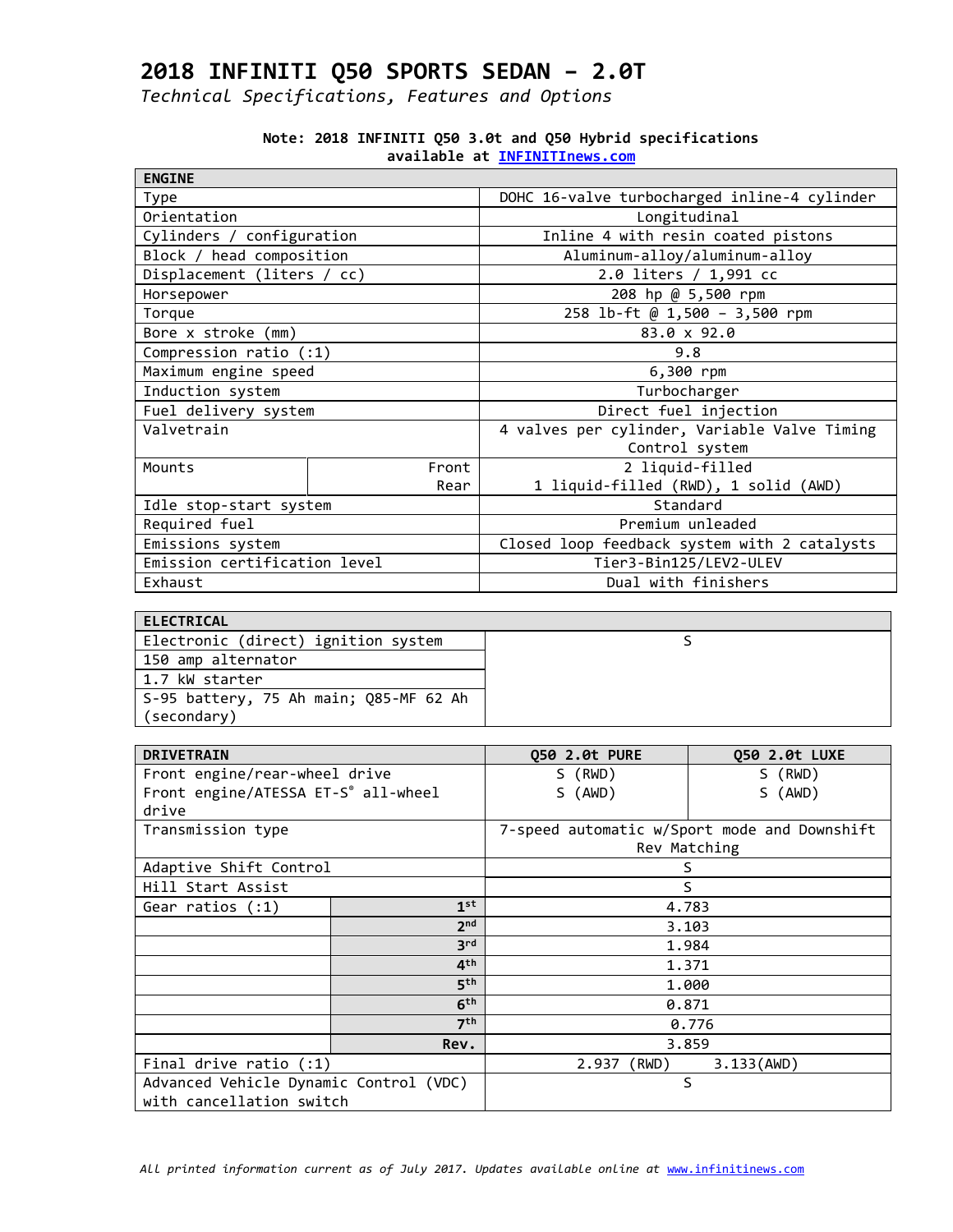# 2018 INFINITI Q50 SPORTS SEDAN – 2.0T

*Technical Specifications, Features and Options*

**Note: 2018 INFINITI Q50 3.0t and Q50 Hybrid specifications available at INFINITInews.com**

| ENGINE | | |
|---|---|---|
| Type | | DOHC 16-valve turbocharged inline-4 cylinder |
| Orientation | | Longitudinal |
| Cylinders / configuration | | Inline 4 with resin coated pistons |
| Block / head composition | | Aluminum-alloy/aluminum-alloy |
| Displacement (liters / cc) | | 2.0 liters / 1,991 cc |
| Horsepower | | 208 hp @ 5,500 rpm |
| Torque | | 258 lb-ft @ 1,500 – 3,500 rpm |
| Bore x stroke (mm) | | 83.0 x 92.0 |
| Compression ratio (:1) | | 9.8 |
| Maximum engine speed | | 6,300 rpm |
| Induction system | | Turbocharger |
| Fuel delivery system | | Direct fuel injection |
| Valvetrain | | 4 valves per cylinder, Variable Valve Timing Control system |
| Mounts | Front | 2 liquid-filled |
| | Rear | 1 liquid-filled (RWD), 1 solid (AWD) |
| Idle stop-start system | | Standard |
| Required fuel | | Premium unleaded |
| Emissions system | | Closed loop feedback system with 2 catalysts |
| Emission certification level | | Tier3-Bin125/LEV2-ULEV |
| Exhaust | | Dual with finishers |

| ELECTRICAL | |
|---|---|
| Electronic (direct) ignition system | S |
| 150 amp alternator | |
| 1.7 kW starter | |
| S-95 battery, 75 Ah main; Q85-MF 62 Ah (secondary) | |

| DRIVETRAIN | | Q50 2.0t PURE | Q50 2.0t LUXE |
|---|---|---|---|
| Front engine/rear-wheel drive | | S (RWD) | S (RWD) |
| Front engine/ATESSA ET-S® all-wheel drive | | S (AWD) | S (AWD) |
| Transmission type | | 7-speed automatic w/Sport mode and Downshift Rev Matching | |
| Adaptive Shift Control | | S | |
| Hill Start Assist | | S | |
| Gear ratios (:1) | 1st | 4.783 | |
| | 2nd | 3.103 | |
| | 3rd | 1.984 | |
| | 4th | 1.371 | |
| | 5th | 1.000 | |
| | 6th | 0.871 | |
| | 7th | 0.776 | |
| | Rev. | 3.859 | |
| Final drive ratio (:1) | | 2.937 (RWD) | 3.133(AWD) |
| Advanced Vehicle Dynamic Control (VDC) with cancellation switch | | S | |

*All printed information current as of July 2017. Updates available online at www.infinitinews.com*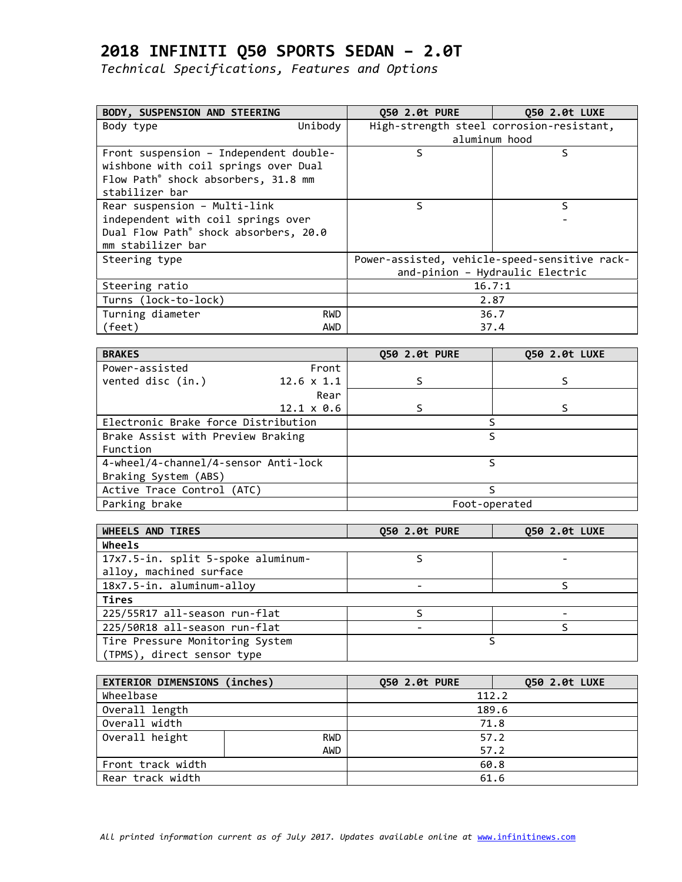# 2018 INFINITI Q50 SPORTS SEDAN – 2.0T

*Technical Specifications, Features and Options*

| BODY, SUSPENSION AND STEERING | | Q50 2.0t PURE | Q50 2.0t LUXE |
|---|---|---|---|
| Body type | Unibody | High-strength steel corrosion-resistant, aluminum hood | |
| Front suspension – Independent double-wishbone with coil springs over Dual Flow Path® shock absorbers, 31.8 mm stabilizer bar | | S | S |
| Rear suspension – Multi-link independent with coil springs over Dual Flow Path® shock absorbers, 20.0 mm stabilizer bar | | S | S - |
| Steering type | | Power-assisted, vehicle-speed-sensitive rack-and-pinion – Hydraulic Electric | |
| Steering ratio | | 16.7:1 | |
| Turns (lock-to-lock) | | 2.87 | |
| Turning diameter (feet) | RWD | 36.7 | |
| | AWD | 37.4 | |

| BRAKES | | Q50 2.0t PURE | Q50 2.0t LUXE |
|---|---|---|---|
| Power-assisted vented disc (in.) | Front 12.6 x 1.1 | S | S |
| | Rear 12.1 x 0.6 | S | S |
| Electronic Brake force Distribution | | S | |
| Brake Assist with Preview Braking Function | | S | |
| 4-wheel/4-channel/4-sensor Anti-lock Braking System (ABS) | | S | |
| Active Trace Control (ATC) | | S | |
| Parking brake | | Foot-operated | |

| WHEELS AND TIRES | Q50 2.0t PURE | Q50 2.0t LUXE |
|---|---|---|
| **Wheels** | | |
| 17x7.5-in. split 5-spoke aluminum-alloy, machined surface | S | - |
| 18x7.5-in. aluminum-alloy | - | S |
| **Tires** | | |
| 225/55R17 all-season run-flat | S | - |
| 225/50R18 all-season run-flat | - | S |
| Tire Pressure Monitoring System (TPMS), direct sensor type | S | |

| EXTERIOR DIMENSIONS (inches) | | Q50 2.0t PURE | Q50 2.0t LUXE |
|---|---|---|---|
| Wheelbase | | 112.2 | |
| Overall length | | 189.6 | |
| Overall width | | 71.8 | |
| Overall height | RWD | 57.2 | |
| | AWD | 57.2 | |
| Front track width | | 60.8 | |
| Rear track width | | 61.6 | |

*All printed information current as of July 2017. Updates available online at www.infinitinews.com*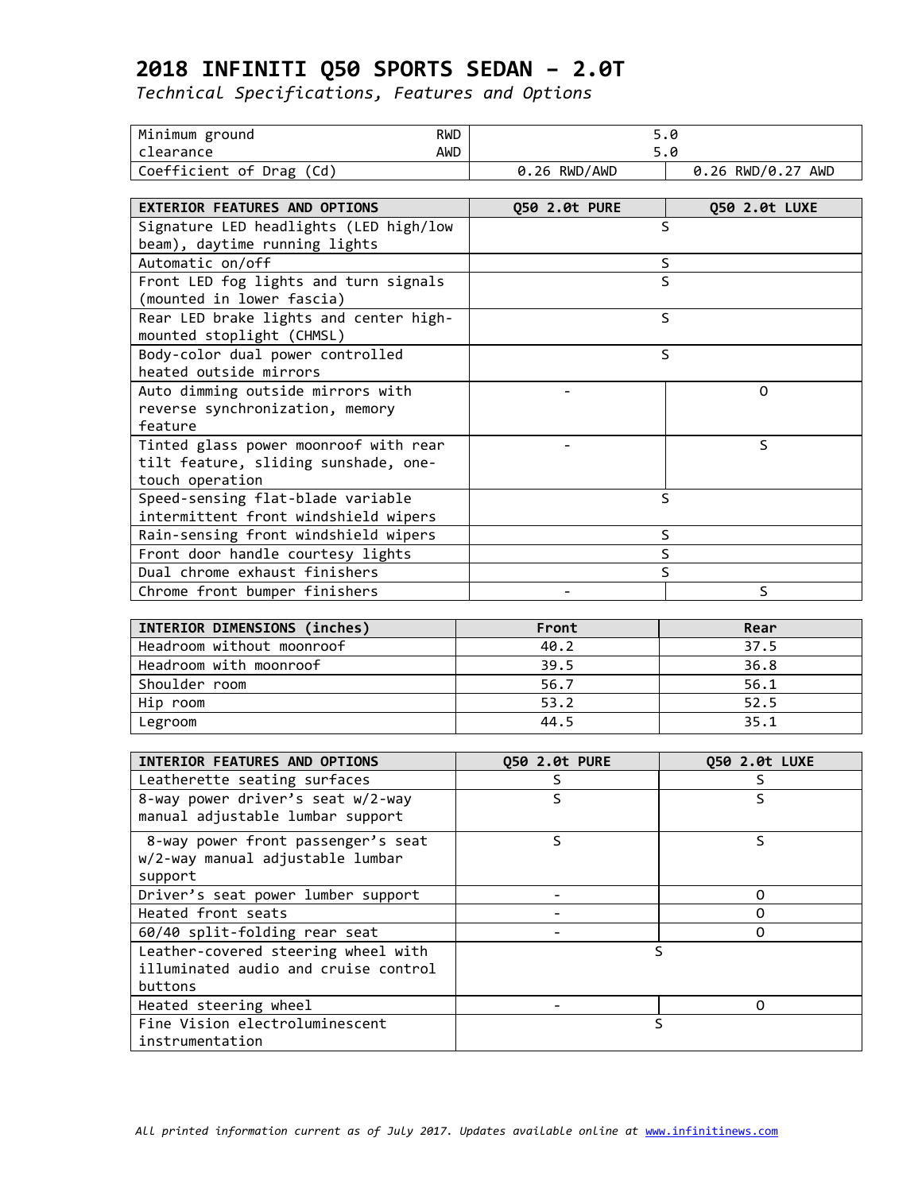# 2018 INFINITI Q50 SPORTS SEDAN – 2.0T

*Technical Specifications, Features and Options*

| | | | |
|---|---|---|---|
| Minimum ground clearance | RWD | 5.0 | |
| | AWD | 5.0 | |
| Coefficient of Drag (Cd) | | 0.26 RWD/AWD | 0.26 RWD/0.27 AWD |

| EXTERIOR FEATURES AND OPTIONS | Q50 2.0t PURE | Q50 2.0t LUXE |
|---|---|---|
| Signature LED headlights (LED high/low beam), daytime running lights | S | |
| Automatic on/off | S | |
| Front LED fog lights and turn signals (mounted in lower fascia) | S | |
| Rear LED brake lights and center high-mounted stoplight (CHMSL) | S | |
| Body-color dual power controlled heated outside mirrors | S | |
| Auto dimming outside mirrors with reverse synchronization, memory feature | - | O |
| Tinted glass power moonroof with rear tilt feature, sliding sunshade, one-touch operation | - | S |
| Speed-sensing flat-blade variable intermittent front windshield wipers | S | |
| Rain-sensing front windshield wipers | S | |
| Front door handle courtesy lights | S | |
| Dual chrome exhaust finishers | S | |
| Chrome front bumper finishers | - | S |

| INTERIOR DIMENSIONS (inches) | Front | Rear |
|---|---|---|
| Headroom without moonroof | 40.2 | 37.5 |
| Headroom with moonroof | 39.5 | 36.8 |
| Shoulder room | 56.7 | 56.1 |
| Hip room | 53.2 | 52.5 |
| Legroom | 44.5 | 35.1 |

| INTERIOR FEATURES AND OPTIONS | Q50 2.0t PURE | Q50 2.0t LUXE |
|---|---|---|
| Leatherette seating surfaces | S | S |
| 8-way power driver's seat w/2-way manual adjustable lumbar support | S | S |
| 8-way power front passenger's seat w/2-way manual adjustable lumbar support | S | S |
| Driver's seat power lumber support | - | O |
| Heated front seats | - | O |
| 60/40 split-folding rear seat | - | O |
| Leather-covered steering wheel with illuminated audio and cruise control buttons | S | |
| Heated steering wheel | - | O |
| Fine Vision electroluminescent instrumentation | S | |

*All printed information current as of July 2017. Updates available online at www.infinitinews.com*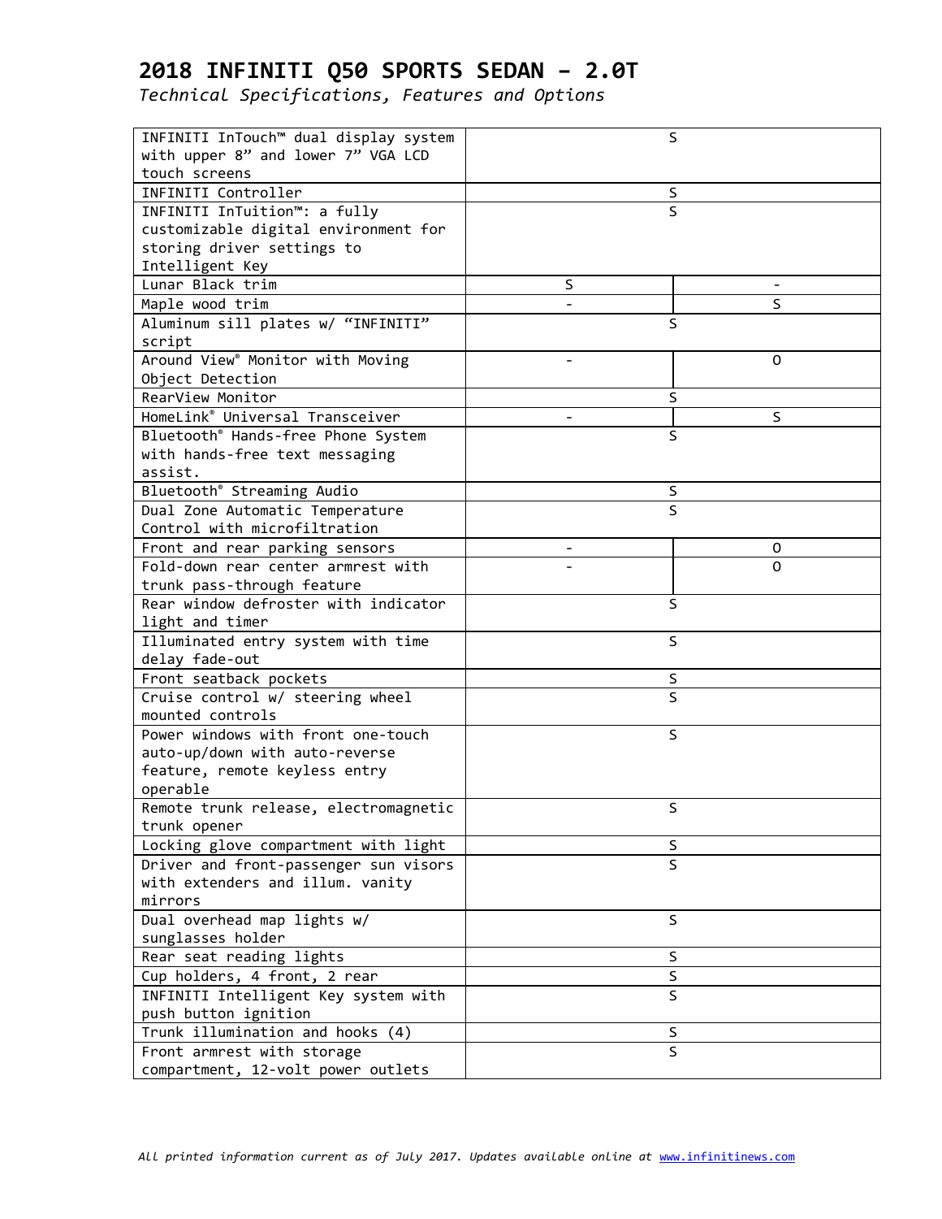# 2018 INFINITI Q50 SPORTS SEDAN – 2.0T

*Technical Specifications, Features and Options*

| | | |
|---|---|---|
| INFINITI InTouch™ dual display system with upper 8” and lower 7” VGA LCD touch screens | S | |
| INFINITI Controller | S | |
| INFINITI InTuition™: a fully customizable digital environment for storing driver settings to Intelligent Key | S | |
| Lunar Black trim | S | - |
| Maple wood trim | - | S |
| Aluminum sill plates w/ “INFINITI” script | S | |
| Around View® Monitor with Moving Object Detection | - | O |
| RearView Monitor | S | |
| HomeLink® Universal Transceiver | - | S |
| Bluetooth® Hands-free Phone System with hands-free text messaging assist. | S | |
| Bluetooth® Streaming Audio | S | |
| Dual Zone Automatic Temperature Control with microfiltration | S | |
| Front and rear parking sensors | - | O |
| Fold-down rear center armrest with trunk pass-through feature | - | O |
| Rear window defroster with indicator light and timer | S | |
| Illuminated entry system with time delay fade-out | S | |
| Front seatback pockets | S | |
| Cruise control w/ steering wheel mounted controls | S | |
| Power windows with front one-touch auto-up/down with auto-reverse feature, remote keyless entry operable | S | |
| Remote trunk release, electromagnetic trunk opener | S | |
| Locking glove compartment with light | S | |
| Driver and front-passenger sun visors with extenders and illum. vanity mirrors | S | |
| Dual overhead map lights w/ sunglasses holder | S | |
| Rear seat reading lights | S | |
| Cup holders, 4 front, 2 rear | S | |
| INFINITI Intelligent Key system with push button ignition | S | |
| Trunk illumination and hooks (4) | S | |
| Front armrest with storage compartment, 12-volt power outlets | S | |

*All printed information current as of July 2017. Updates available online at www.infinitinews.com*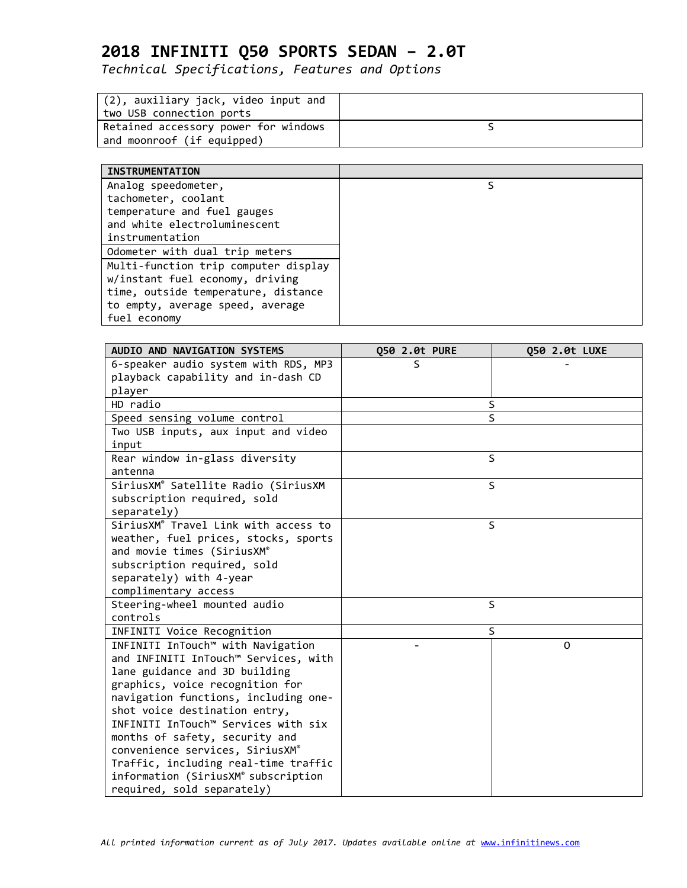# 2018 INFINITI Q50 SPORTS SEDAN – 2.0T

*Technical Specifications, Features and Options*

| | |
|---|---|
| (2), auxiliary jack, video input and two USB connection ports | |
| Retained accessory power for windows and moonroof (if equipped) | S |

| INSTRUMENTATION | |
|---|---|
| Analog speedometer, tachometer, coolant temperature and fuel gauges and white electroluminescent instrumentation | S |
| Odometer with dual trip meters | |
| Multi-function trip computer display w/instant fuel economy, driving time, outside temperature, distance to empty, average speed, average fuel economy | |

| AUDIO AND NAVIGATION SYSTEMS | Q50 2.0t PURE | Q50 2.0t LUXE |
|---|---|---|
| 6-speaker audio system with RDS, MP3 playback capability and in-dash CD player | S | - |
| HD radio | S | |
| Speed sensing volume control | S | |
| Two USB inputs, aux input and video input | | |
| Rear window in-glass diversity antenna | S | |
| SiriusXM® Satellite Radio (SiriusXM subscription required, sold separately) | S | |
| SiriusXM® Travel Link with access to weather, fuel prices, stocks, sports and movie times (SiriusXM® subscription required, sold separately) with 4-year complimentary access | S | |
| Steering-wheel mounted audio controls | S | |
| INFINITI Voice Recognition | S | |
| INFINITI InTouch™ with Navigation and INFINITI InTouch™ Services, with lane guidance and 3D building graphics, voice recognition for navigation functions, including one-shot voice destination entry, INFINITI InTouch™ Services with six months of safety, security and convenience services, SiriusXM® Traffic, including real-time traffic information (SiriusXM® subscription required, sold separately) | - | O |

*All printed information current as of July 2017. Updates available online at www.infinitinews.com*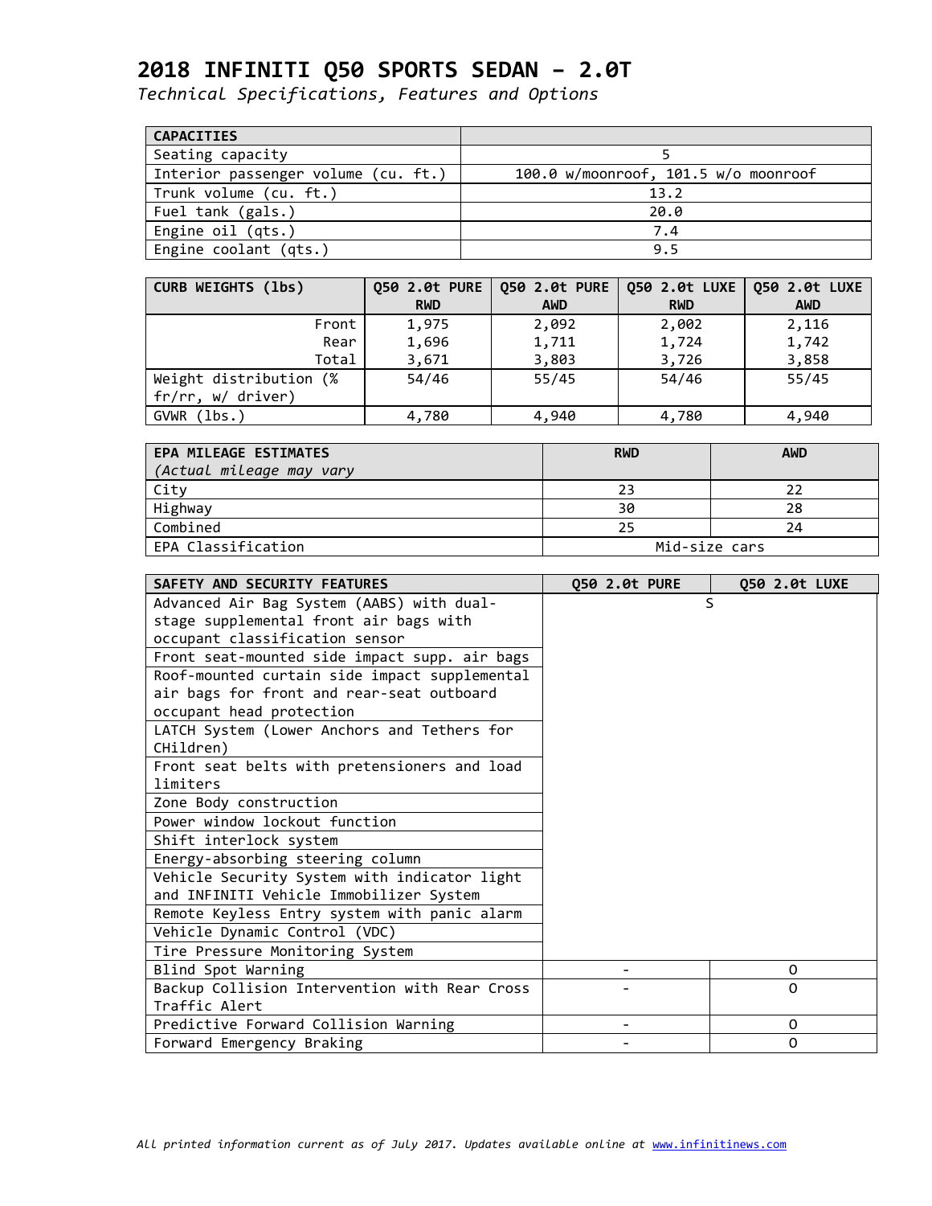# 2018 INFINITI Q50 SPORTS SEDAN – 2.0T

*Technical Specifications, Features and Options*

| CAPACITIES | |
|---|---|
| Seating capacity | 5 |
| Interior passenger volume (cu. ft.) | 100.0 w/moonroof, 101.5 w/o moonroof |
| Trunk volume (cu. ft.) | 13.2 |
| Fuel tank (gals.) | 20.0 |
| Engine oil (qts.) | 7.4 |
| Engine coolant (qts.) | 9.5 |

| CURB WEIGHTS (lbs) | Q50 2.0t PURE RWD | Q50 2.0t PURE AWD | Q50 2.0t LUXE RWD | Q50 2.0t LUXE AWD |
|---|---|---|---|---|
| Front | 1,975 | 2,092 | 2,002 | 2,116 |
| Rear | 1,696 | 1,711 | 1,724 | 1,742 |
| Total | 3,671 | 3,803 | 3,726 | 3,858 |
| Weight distribution (% fr/rr, w/ driver) | 54/46 | 55/45 | 54/46 | 55/45 |
| GVWR (lbs.) | 4,780 | 4,940 | 4,780 | 4,940 |

| EPA MILEAGE ESTIMATES *(Actual mileage may vary* | RWD | AWD |
|---|---|---|
| City | 23 | 22 |
| Highway | 30 | 28 |
| Combined | 25 | 24 |
| EPA Classification | Mid-size cars | |

| SAFETY AND SECURITY FEATURES | Q50 2.0t PURE | Q50 2.0t LUXE |
|---|---|---|
| Advanced Air Bag System (AABS) with dual-stage supplemental front air bags with occupant classification sensor | S | |
| Front seat-mounted side impact supp. air bags | | |
| Roof-mounted curtain side impact supplemental air bags for front and rear-seat outboard occupant head protection | | |
| LATCH System (Lower Anchors and Tethers for CHildren) | | |
| Front seat belts with pretensioners and load limiters | | |
| Zone Body construction | | |
| Power window lockout function | | |
| Shift interlock system | | |
| Energy-absorbing steering column | | |
| Vehicle Security System with indicator light and INFINITI Vehicle Immobilizer System | | |
| Remote Keyless Entry system with panic alarm | | |
| Vehicle Dynamic Control (VDC) | | |
| Tire Pressure Monitoring System | | |
| Blind Spot Warning | - | O |
| Backup Collision Intervention with Rear Cross Traffic Alert | - | O |
| Predictive Forward Collision Warning | - | O |
| Forward Emergency Braking | - | O |

*All printed information current as of July 2017. Updates available online at www.infinitinews.com*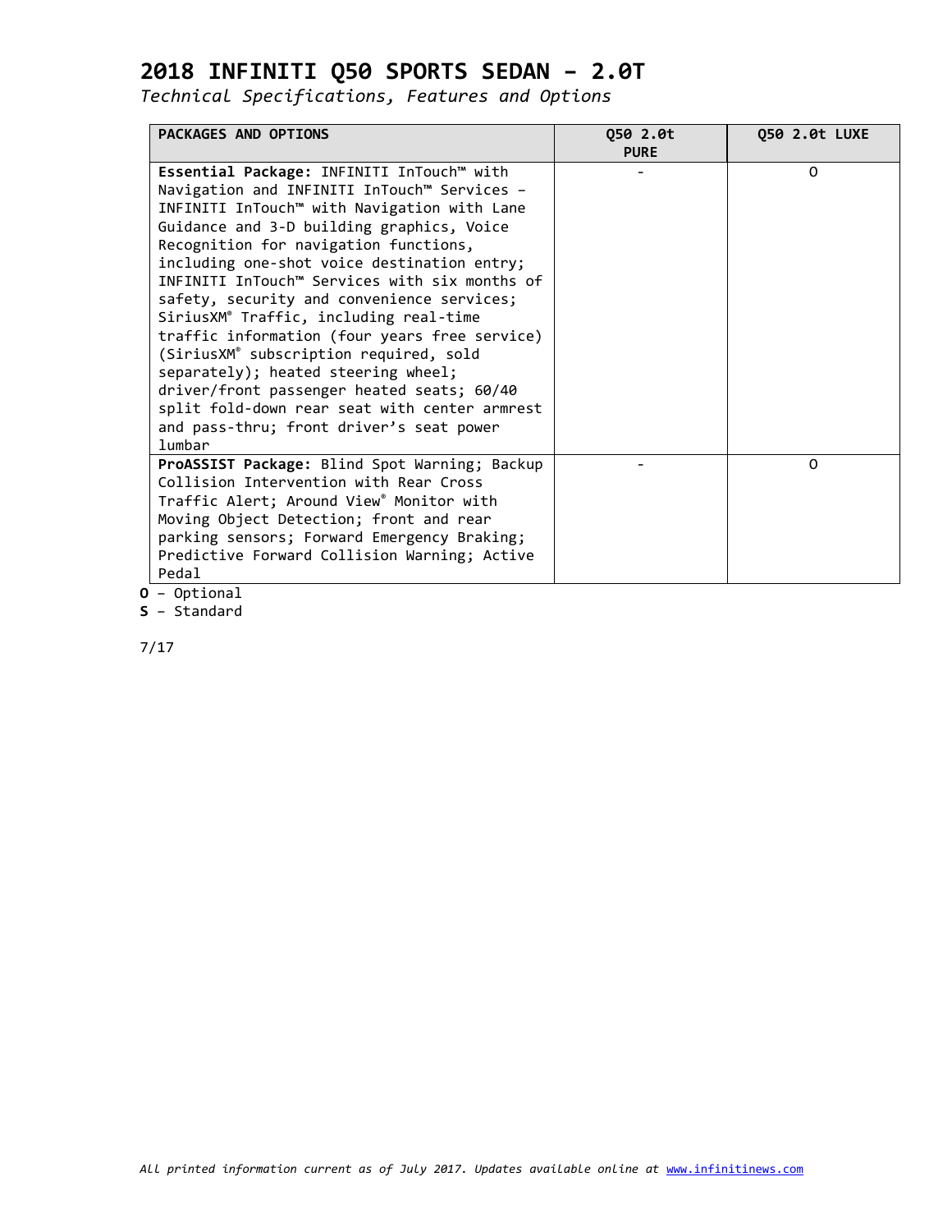# 2018 INFINITI Q50 SPORTS SEDAN – 2.0T

*Technical Specifications, Features and Options*

| PACKAGES AND OPTIONS | Q50 2.0t PURE | Q50 2.0t LUXE |
|---|---|---|
| **Essential Package:** INFINITI InTouch™ with Navigation and INFINITI InTouch™ Services – INFINITI InTouch™ with Navigation with Lane Guidance and 3-D building graphics, Voice Recognition for navigation functions, including one-shot voice destination entry; INFINITI InTouch™ Services with six months of safety, security and convenience services; SiriusXM® Traffic, including real-time traffic information (four years free service) (SiriusXM® subscription required, sold separately); heated steering wheel; driver/front passenger heated seats; 60/40 split fold-down rear seat with center armrest and pass-thru; front driver's seat power lumbar | - | O |
| **ProASSIST Package:** Blind Spot Warning; Backup Collision Intervention with Rear Cross Traffic Alert; Around View® Monitor with Moving Object Detection; front and rear parking sensors; Forward Emergency Braking; Predictive Forward Collision Warning; Active Pedal | - | O |

**O** – Optional

**S** – Standard

7/17

*All printed information current as of July 2017. Updates available online at www.infinitinews.com*